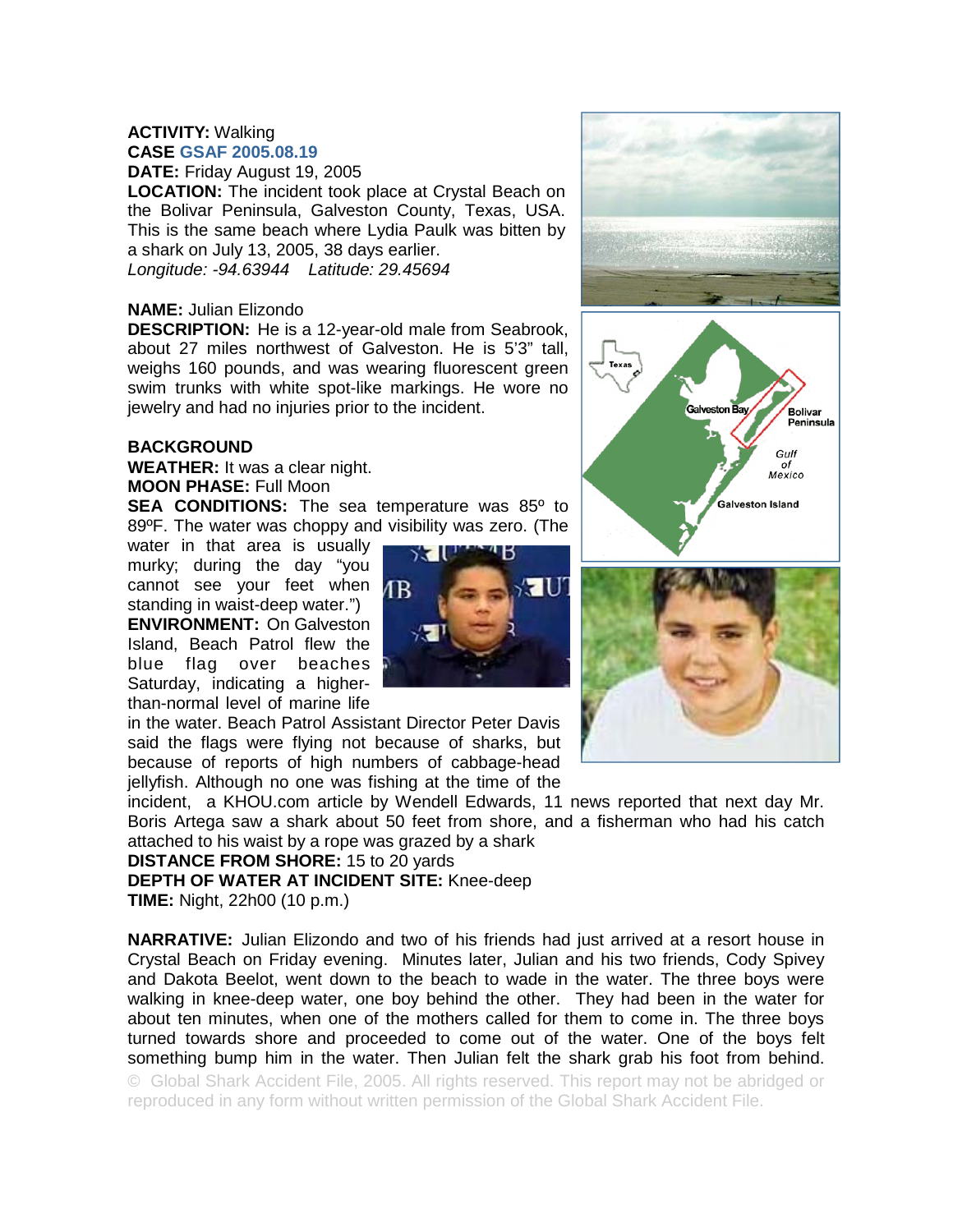**ACTIVITY:** Walking
**CASE GSAF 2005.08.19**
**DATE:** Friday August 19, 2005
**LOCATION:** The incident took place at Crystal Beach on the Bolivar Peninsula, Galveston County, Texas, USA. This is the same beach where Lydia Paulk was bitten by a shark on July 13, 2005, 38 days earlier.
*Longitude: -94.63944 Latitude: 29.45694*

**NAME:** Julian Elizondo
**DESCRIPTION:** He is a 12-year-old male from Seabrook, about 27 miles northwest of Galveston. He is 5'3" tall, weighs 160 pounds, and was wearing fluorescent green swim trunks with white spot-like markings. He wore no jewelry and had no injuries prior to the incident.

**BACKGROUND**
**WEATHER:** It was a clear night.
**MOON PHASE:** Full Moon
**SEA CONDITIONS:** The sea temperature was 85º to 89ºF. The water was choppy and visibility was zero. (The water in that area is usually murky; during the day "you cannot see your feet when standing in waist-deep water.")
**ENVIRONMENT:** On Galveston Island, Beach Patrol flew the blue flag over beaches Saturday, indicating a higher-than-normal level of marine life in the water. Beach Patrol Assistant Director Peter Davis said the flags were flying not because of sharks, but because of reports of high numbers of cabbage-head jellyfish. Although no one was fishing at the time of the incident, a KHOU.com article by Wendell Edwards, 11 news reported that next day Mr. Boris Artega saw a shark about 50 feet from shore, and a fisherman who had his catch attached to his waist by a rope was grazed by a shark
**DISTANCE FROM SHORE:** 15 to 20 yards
**DEPTH OF WATER AT INCIDENT SITE:** Knee-deep
**TIME:** Night, 22h00 (10 p.m.)

**NARRATIVE:** Julian Elizondo and two of his friends had just arrived at a resort house in Crystal Beach on Friday evening. Minutes later, Julian and his two friends, Cody Spivey and Dakota Beelot, went down to the beach to wade in the water. The three boys were walking in knee-deep water, one boy behind the other. They had been in the water for about ten minutes, when one of the mothers called for them to come in. The three boys turned towards shore and proceeded to come out of the water. One of the boys felt something bump him in the water. Then Julian felt the shark grab his foot from behind.

© Global Shark Accident File, 2005. All rights reserved. This report may not be abridged or reproduced in any form without written permission of the Global Shark Accident File.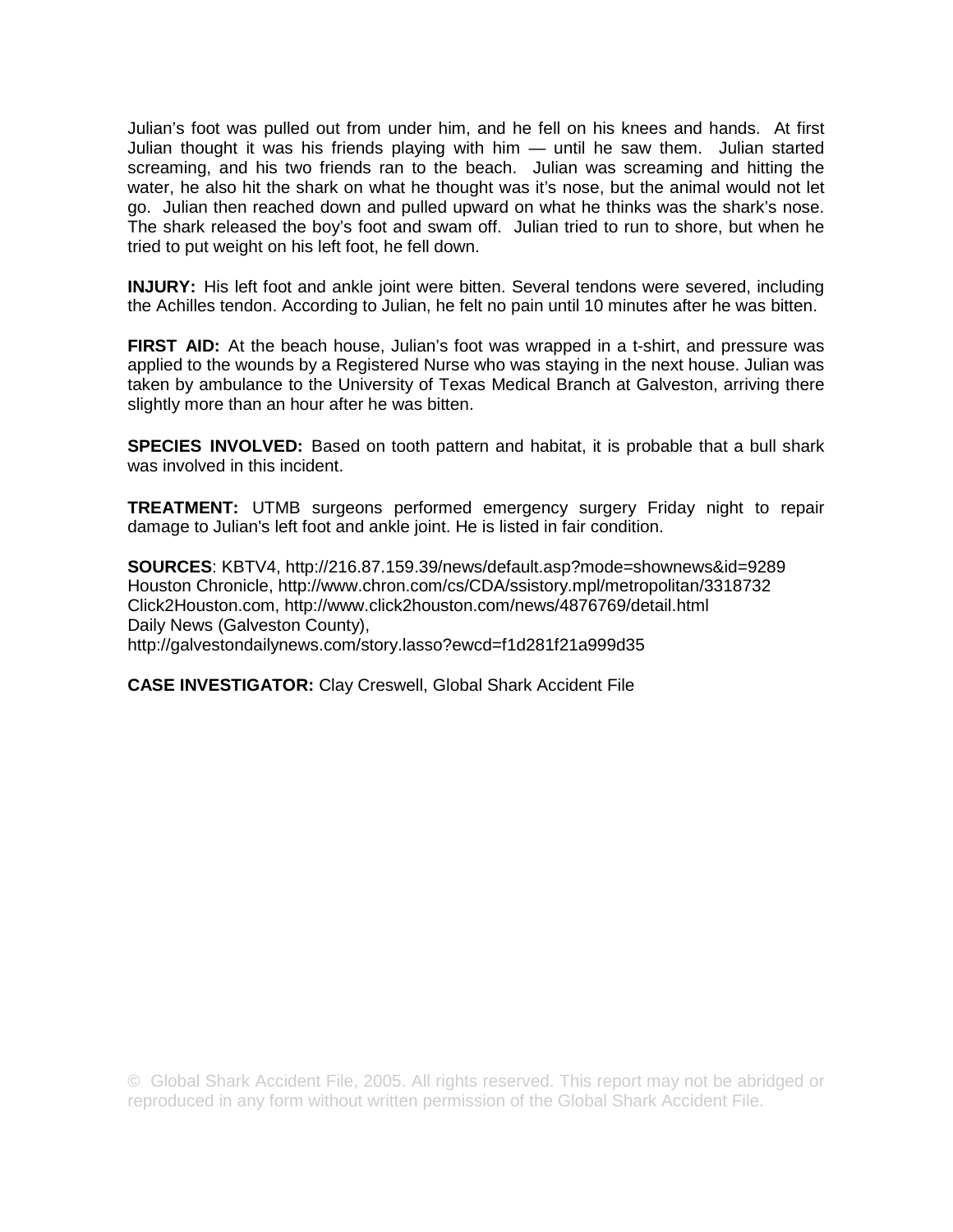Julian's foot was pulled out from under him, and he fell on his knees and hands. At first Julian thought it was his friends playing with him — until he saw them. Julian started screaming, and his two friends ran to the beach. Julian was screaming and hitting the water, he also hit the shark on what he thought was it's nose, but the animal would not let go. Julian then reached down and pulled upward on what he thinks was the shark's nose. The shark released the boy's foot and swam off. Julian tried to run to shore, but when he tried to put weight on his left foot, he fell down.

**INJURY:** His left foot and ankle joint were bitten. Several tendons were severed, including the Achilles tendon. According to Julian, he felt no pain until 10 minutes after he was bitten.

**FIRST AID:** At the beach house, Julian's foot was wrapped in a t-shirt, and pressure was applied to the wounds by a Registered Nurse who was staying in the next house. Julian was taken by ambulance to the University of Texas Medical Branch at Galveston, arriving there slightly more than an hour after he was bitten.

**SPECIES INVOLVED:** Based on tooth pattern and habitat, it is probable that a bull shark was involved in this incident.

**TREATMENT:** UTMB surgeons performed emergency surgery Friday night to repair damage to Julian's left foot and ankle joint. He is listed in fair condition.

**SOURCES**: KBTV4, http://216.87.159.39/news/default.asp?mode=shownews&id=9289
Houston Chronicle, http://www.chron.com/cs/CDA/ssistory.mpl/metropolitan/3318732
Click2Houston.com, http://www.click2houston.com/news/4876769/detail.html
Daily News (Galveston County),
http://galvestondailynews.com/story.lasso?ewcd=f1d281f21a999d35

**CASE INVESTIGATOR:** Clay Creswell, Global Shark Accident File

© Global Shark Accident File, 2005. All rights reserved. This report may not be abridged or reproduced in any form without written permission of the Global Shark Accident File.